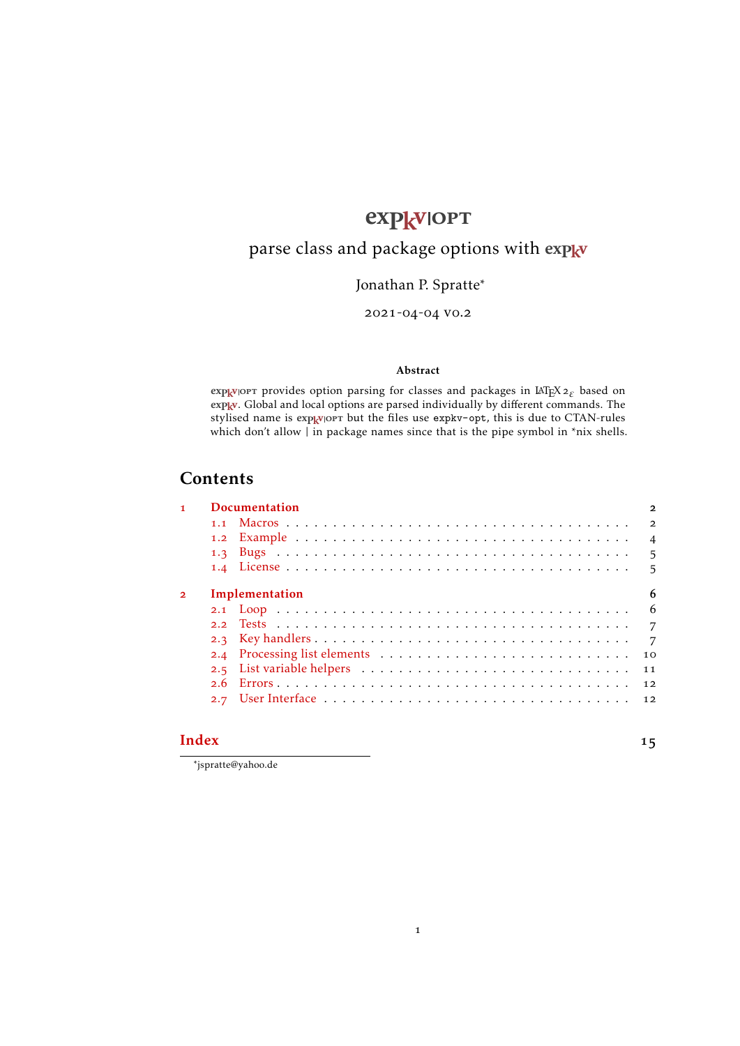# expkv|opt

## parse class and package options with expkv

Jonathan P. Spratte*

2021-04-04 v0.2

### Abstract

expkv|opt provides option parsing for classes and packages in LaTeX 2$_\varepsilon$ based on expkv. Global and local options are parsed individually by different commands. The stylised name is expkv|opt but the files use `expkv-opt`, this is due to CTAN-rules which don't allow | in package names since that is the pipe symbol in *nix shells.

## Contents

- 1 Documentation — 2
  - 1.1 Macros — 2
  - 1.2 Example — 4
  - 1.3 Bugs — 5
  - 1.4 License — 5
- 2 Implementation — 6
  - 2.1 Loop — 6
  - 2.2 Tests — 7
  - 2.3 Key handlers — 7
  - 2.4 Processing list elements — 10
  - 2.5 List variable helpers — 11
  - 2.6 Errors — 12
  - 2.7 User Interface — 12
- Index — 15

*jspratte@yahoo.de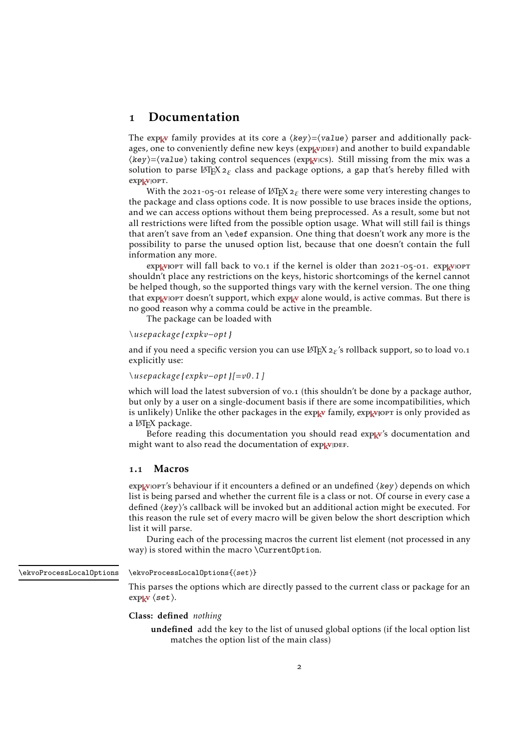# 1 Documentation

The expkv family provides at its core a ⟨key⟩=⟨value⟩ parser and additionally packages, one to conveniently define new keys (expkv|DEF) and another to build expandable ⟨key⟩=⟨value⟩ taking control sequences (expkv|CS). Still missing from the mix was a solution to parse LaTeX 2ε class and package options, a gap that's hereby filled with expkv|OPT.

With the 2021-05-01 release of LaTeX 2ε there were some very interesting changes to the package and class options code. It is now possible to use braces inside the options, and we can access options without them being preprocessed. As a result, some but not all restrictions were lifted from the possible option usage. What will still fail is things that aren't save from an `\edef` expansion. One thing that doesn't work any more is the possibility to parse the unused option list, because that one doesn't contain the full information any more.

expkv|OPT will fall back to v0.1 if the kernel is older than 2021-05-01. expkv|OPT shouldn't place any restrictions on the keys, historic shortcomings of the kernel cannot be helped though, so the supported things vary with the kernel version. The one thing that expkv|OPT doesn't support, which expkv alone would, is active commas. But there is no good reason why a comma could be active in the preamble.

The package can be loaded with

```
\usepackage{expkv-opt}
```

and if you need a specific version you can use LaTeX 2ε's rollback support, so to load v0.1 explicitly use:

```
\usepackage{expkv-opt}[=v0.1]
```

which will load the latest subversion of v0.1 (this shouldn't be done by a package author, but only by a user on a single-document basis if there are some incompatibilities, which is unlikely) Unlike the other packages in the expkv family, expkv|OPT is only provided as a LaTeX package.

Before reading this documentation you should read expkv's documentation and might want to also read the documentation of expkv|DEF.

## 1.1 Macros

expkv|OPT's behaviour if it encounters a defined or an undefined ⟨key⟩ depends on which list is being parsed and whether the current file is a class or not. Of course in every case a defined ⟨key⟩'s callback will be invoked but an additional action might be executed. For this reason the rule set of every macro will be given below the short description which list it will parse.

During each of the processing macros the current list element (not processed in any way) is stored within the macro `\CurrentOption`.

`\ekvoProcessLocalOptions`

`\ekvoProcessLocalOptions{⟨set⟩}`

This parses the options which are directly passed to the current class or package for an expkv ⟨set⟩.

**Class: defined** *nothing*

**undefined** add the key to the list of unused global options (if the local option list matches the option list of the main class)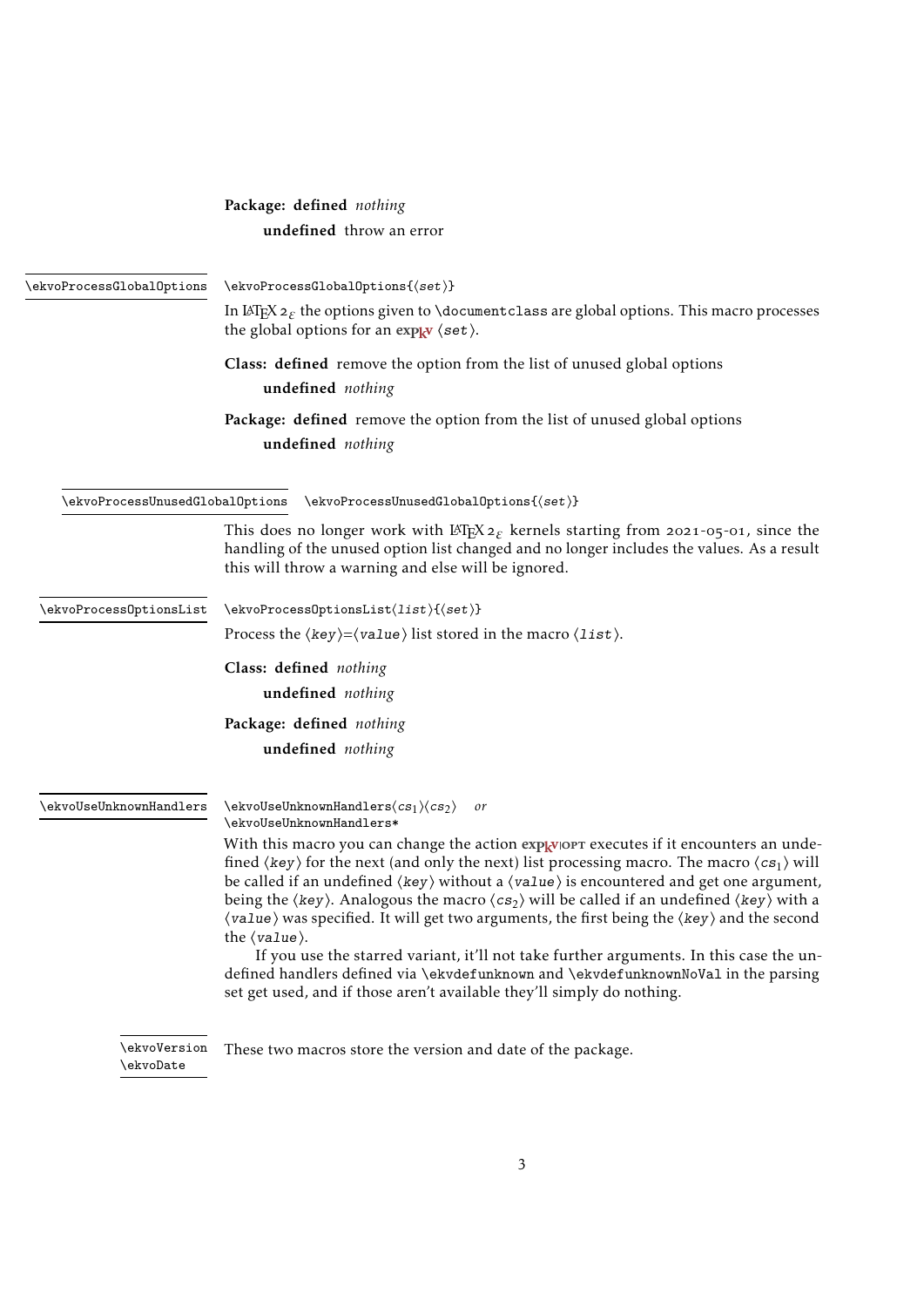**Package: defined** *nothing*

**undefined** throw an error

`\ekvoProcessGlobalOptions`

`\ekvoProcessGlobalOptions{⟨set⟩}`

In LaTeX 2ε the options given to `\documentclass` are global options. This macro processes the global options for an expkv ⟨*set*⟩.

**Class: defined** remove the option from the list of unused global options

**undefined** *nothing*

**Package: defined** remove the option from the list of unused global options

**undefined** *nothing*

`\ekvoProcessUnusedGlobalOptions`

`\ekvoProcessUnusedGlobalOptions{⟨set⟩}`

This does no longer work with LaTeX 2ε kernels starting from 2021-05-01, since the handling of the unused option list changed and no longer includes the values. As a result this will throw a warning and else will be ignored.

`\ekvoProcessOptionsList`

`\ekvoProcessOptionsList⟨list⟩{⟨set⟩}`

Process the ⟨*key*⟩=⟨*value*⟩ list stored in the macro ⟨*list*⟩.

**Class: defined** *nothing*

**undefined** *nothing*

**Package: defined** *nothing*

**undefined** *nothing*

`\ekvoUseUnknownHandlers`

`\ekvoUseUnknownHandlers⟨cs1⟩⟨cs2⟩` *or*
`\ekvoUseUnknownHandlers*`

With this macro you can change the action expkv|opt executes if it encounters an undefined ⟨*key*⟩ for the next (and only the next) list processing macro. The macro ⟨$cs_1$⟩ will be called if an undefined ⟨*key*⟩ without a ⟨*value*⟩ is encountered and get one argument, being the ⟨*key*⟩. Analogous the macro ⟨$cs_2$⟩ will be called if an undefined ⟨*key*⟩ with a ⟨*value*⟩ was specified. It will get two arguments, the first being the ⟨*key*⟩ and the second the ⟨*value*⟩.

If you use the starred variant, it'll not take further arguments. In this case the undefined handlers defined via `\ekvdefunknown` and `\ekvdefunknownNoVal` in the parsing set get used, and if those aren't available they'll simply do nothing.

`\ekvoVersion`
`\ekvoDate`

These two macros store the version and date of the package.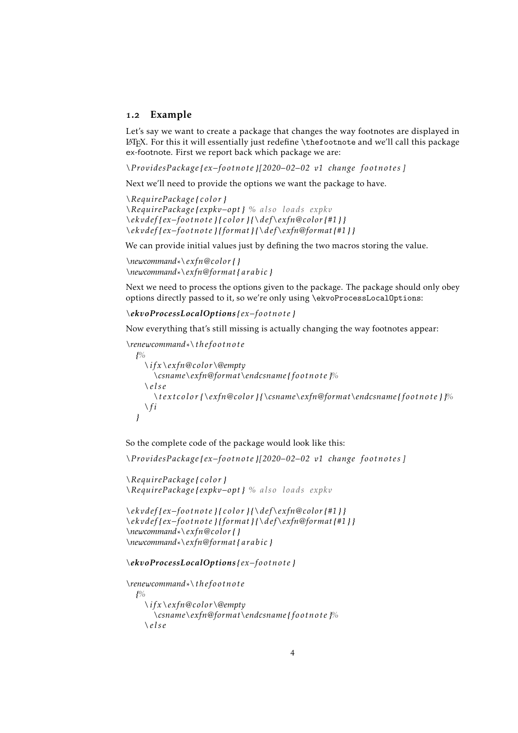## 1.2 Example

Let's say we want to create a package that changes the way footnotes are displayed in LaTeX. For this it will essentially just redefine `\thefootnote` and we'll call this package ex-footnote. First we report back which package we are:

```
\ProvidesPackage{ex-footnote}[2020-02-02 v1 change footnotes]
```

Next we'll need to provide the options we want the package to have.

```
\RequirePackage{color}
\RequirePackage{expkv-opt} % also loads expkv
\ekvdef{ex-footnote}{color}{\def\exfn@color{#1}}
\ekvdef{ex-footnote}{format}{\def\exfn@format{#1}}
```

We can provide initial values just by defining the two macros storing the value.

```
\newcommand*\exfn@color{}
\newcommand*\exfn@format{arabic}
```

Next we need to process the options given to the package. The package should only obey options directly passed to it, so we're only using `\ekvoProcessLocalOptions`:

```
\ekvoProcessLocalOptions{ex-footnote}
```

Now everything that's still missing is actually changing the way footnotes appear:

```
\renewcommand*\thefootnote
  {%
    \ifx\exfn@color\@empty
      \csname\exfn@format\endcsname{footnote}%
    \else
      \textcolor{\exfn@color}{\csname\exfn@format\endcsname{footnote}}%
    \fi
  }
```

So the complete code of the package would look like this:

```
\ProvidesPackage{ex-footnote}[2020-02-02 v1 change footnotes]

\RequirePackage{color}
\RequirePackage{expkv-opt} % also loads expkv

\ekvdef{ex-footnote}{color}{\def\exfn@color{#1}}
\ekvdef{ex-footnote}{format}{\def\exfn@format{#1}}
\newcommand*\exfn@color{}
\newcommand*\exfn@format{arabic}

\ekvoProcessLocalOptions{ex-footnote}

\renewcommand*\thefootnote
  {%
    \ifx\exfn@color\@empty
      \csname\exfn@format\endcsname{footnote}%
    \else
```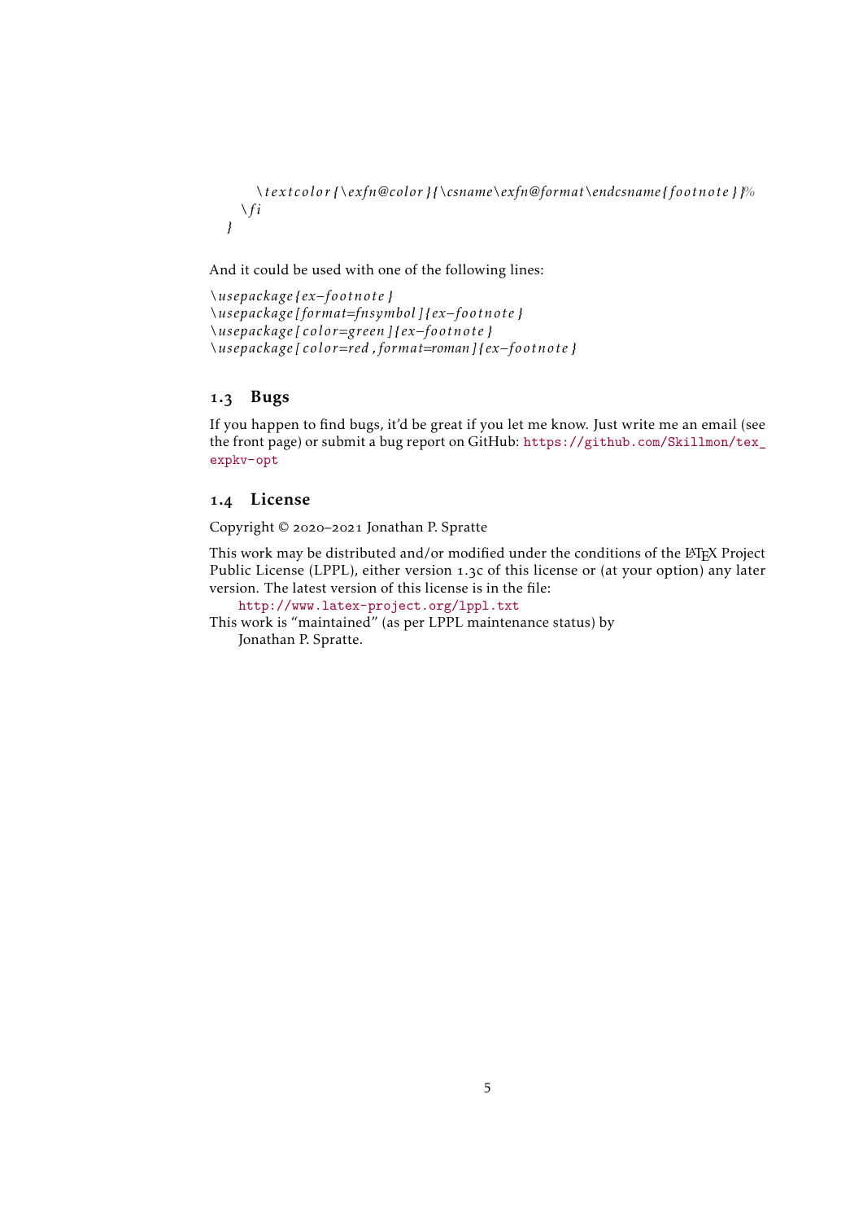```
    \textcolor{\exfn@color}{\csname\exfn@format\endcsname{footnote}}%
  \fi
}
```

And it could be used with one of the following lines:

```
\usepackage{ex-footnote}
\usepackage[format=fnsymbol]{ex-footnote}
\usepackage[color=green]{ex-footnote}
\usepackage[color=red,format=roman]{ex-footnote}
```

### 1.3 Bugs

If you happen to find bugs, it'd be great if you let me know. Just write me an email (see the front page) or submit a bug report on GitHub: https://github.com/Skillmon/tex_expkv-opt

### 1.4 License

Copyright © 2020–2021 Jonathan P. Spratte

This work may be distributed and/or modified under the conditions of the LaTeX Project Public License (LPPL), either version 1.3c of this license or (at your option) any later version. The latest version of this license is in the file:

  http://www.latex-project.org/lppl.txt

This work is "maintained" (as per LPPL maintenance status) by

  Jonathan P. Spratte.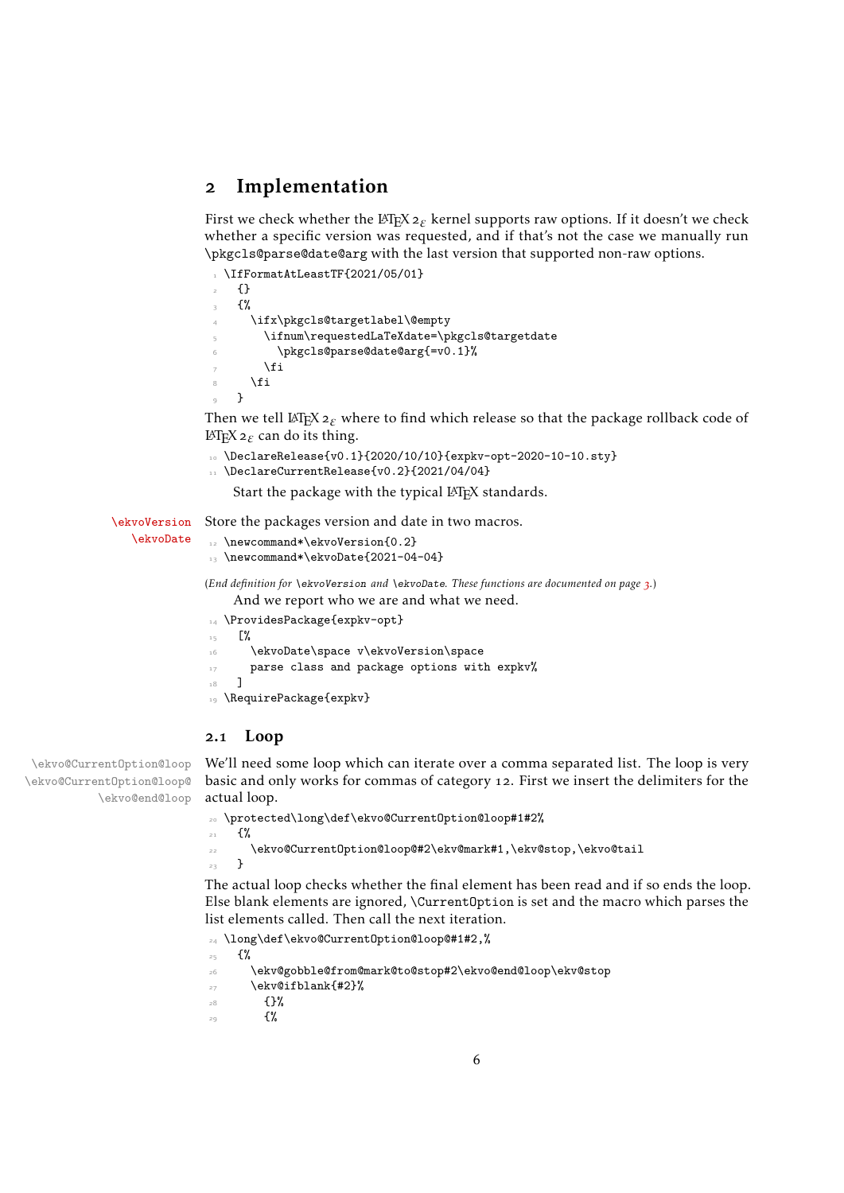## 2 Implementation

First we check whether the LaTeX 2ε kernel supports raw options. If it doesn't we check whether a specific version was requested, and if that's not the case we manually run `\pkgcls@parse@date@arg` with the last version that supported non-raw options.

```
\IfFormatAtLeastTF{2021/05/01}
  {}
  {%
    \ifx\pkgcls@targetlabel\@empty
      \ifnum\requestedLaTeXdate=\pkgcls@targetdate
        \pkgcls@parse@date@arg{=v0.1}%
      \fi
    \fi
  }
```

Then we tell LaTeX 2ε where to find which release so that the package rollback code of LaTeX 2ε can do its thing.

```
\DeclareRelease{v0.1}{2020/10/10}{expkv-opt-2020-10-10.sty}
\DeclareCurrentRelease{v0.2}{2021/04/04}
```

Start the package with the typical LaTeX standards.

`\ekvoVersion` `\ekvoDate`

Store the packages version and date in two macros.

```
\newcommand*\ekvoVersion{0.2}
\newcommand*\ekvoDate{2021-04-04}
```

(*End definition for* `\ekvoVersion` *and* `\ekvoDate`. *These functions are documented on page 3.*)

And we report who we are and what we need.

```
\ProvidesPackage{expkv-opt}
  [%
    \ekvoDate\space v\ekvoVersion\space
    parse class and package options with expkv%
  ]
\RequirePackage{expkv}
```

### 2.1 Loop

`\ekvo@CurrentOption@loop` `\ekvo@CurrentOption@loop@` `\ekvo@end@loop`

We'll need some loop which can iterate over a comma separated list. The loop is very basic and only works for commas of category 12. First we insert the delimiters for the actual loop.

```
\protected\long\def\ekvo@CurrentOption@loop#1#2%
  {%
    \ekvo@CurrentOption@loop@#2\ekv@mark#1,\ekv@stop,\ekvo@tail
  }
```

The actual loop checks whether the final element has been read and if so ends the loop. Else blank elements are ignored, `\CurrentOption` is set and the macro which parses the list elements called. Then call the next iteration.

```
\long\def\ekvo@CurrentOption@loop@#1#2,%
  {%
    \ekv@gobble@from@mark@to@stop#2\ekvo@end@loop\ekv@stop
    \ekv@ifblank{#2}%
      {}%
      {%
```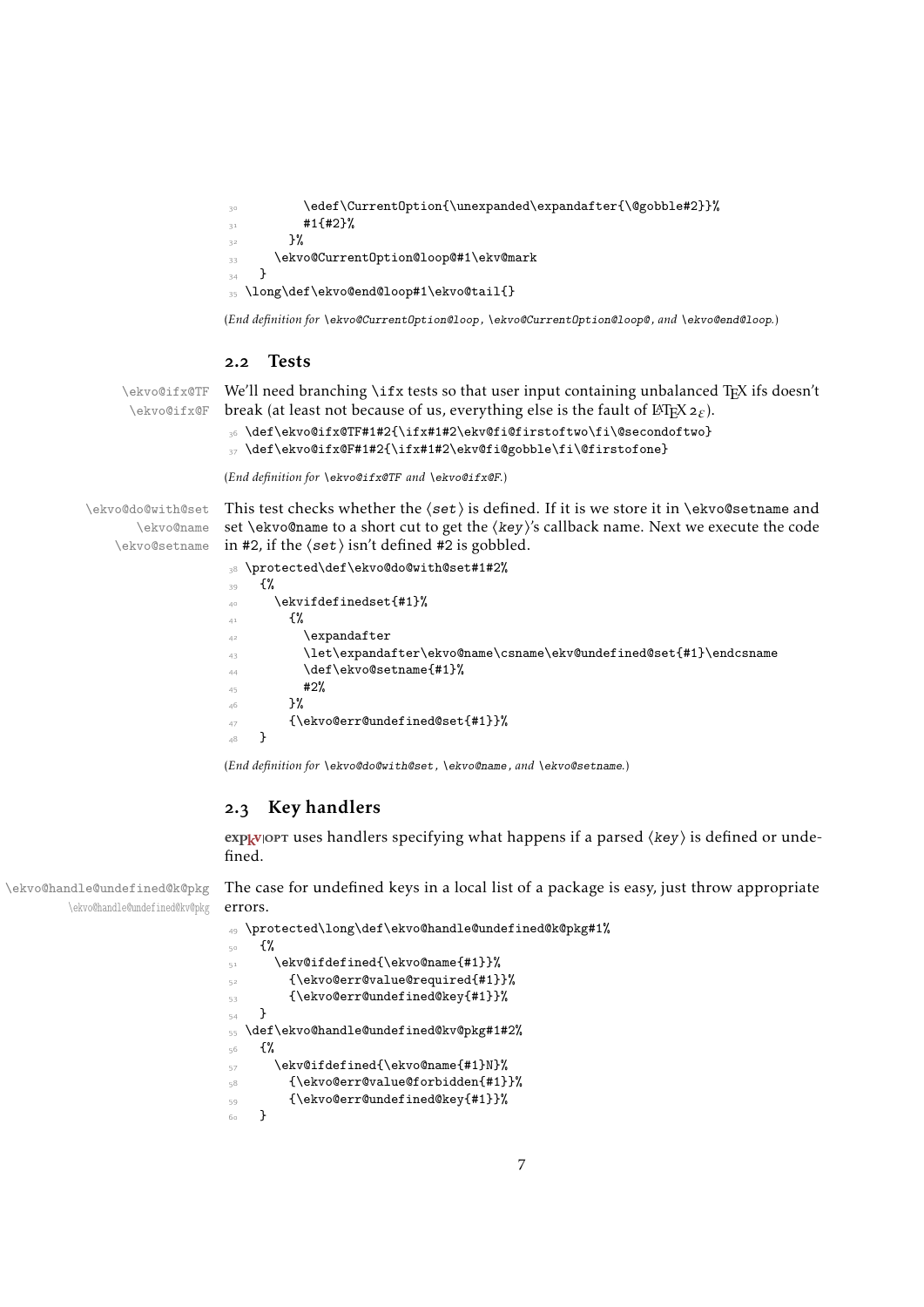```
30          \edef\CurrentOption{\unexpanded\expandafter{\@gobble#2}}%
31          #1{#2}%
32        }%
33      \ekvo@CurrentOption@loop@#1\ekv@mark
34    }
35  \long\def\ekvo@end@loop#1\ekvo@tail{}
```

(*End definition for* `\ekvo@CurrentOption@loop`, `\ekvo@CurrentOption@loop@`, *and* `\ekvo@end@loop`.)

## 2.2 Tests

`\ekvo@ifx@TF` `\ekvo@ifx@F`

We'll need branching `\ifx` tests so that user input containing unbalanced TeX ifs doesn't break (at least not because of us, everything else is the fault of LaTeX $2_\varepsilon$).

```
36  \def\ekvo@ifx@TF#1#2{\ifx#1#2\ekv@fi@firstoftwo\fi\@secondoftwo}
37  \def\ekvo@ifx@F#1#2{\ifx#1#2\ekv@fi@gobble\fi\@firstofone}
```

(*End definition for* `\ekvo@ifx@TF` *and* `\ekvo@ifx@F`.)

`\ekvo@do@with@set` `\ekvo@name` `\ekvo@setname`

This test checks whether the ⟨*set*⟩ is defined. If it is we store it in `\ekvo@setname` and set `\ekvo@name` to a short cut to get the ⟨*key*⟩'s callback name. Next we execute the code in #2, if the ⟨*set*⟩ isn't defined #2 is gobbled.

```
38  \protected\def\ekvo@do@with@set#1#2%
39    {%
40      \ekvifdefinedset{#1}%
41        {%
42          \expandafter
43          \let\expandafter\ekvo@name\csname\ekv@undefined@set{#1}\endcsname
44          \def\ekvo@setname{#1}%
45          #2%
46        }%
47        {\ekvo@err@undefined@set{#1}}%
48    }
```

(*End definition for* `\ekvo@do@with@set`, `\ekvo@name`, *and* `\ekvo@setname`.)

## 2.3 Key handlers

**expkv|opt** uses handlers specifying what happens if a parsed ⟨*key*⟩ is defined or undefined.

`\ekvo@handle@undefined@k@pkg` `\ekvo@handle@undefined@kv@pkg`

The case for undefined keys in a local list of a package is easy, just throw appropriate errors.

```
49  \protected\long\def\ekvo@handle@undefined@k@pkg#1%
50    {%
51      \ekv@ifdefined{\ekvo@name{#1}}%
52        {\ekvo@err@value@required{#1}}%
53        {\ekvo@err@undefined@key{#1}}%
54    }
55  \def\ekvo@handle@undefined@kv@pkg#1#2%
56    {%
57      \ekv@ifdefined{\ekvo@name{#1}N}%
58        {\ekvo@err@value@forbidden{#1}}%
59        {\ekvo@err@undefined@key{#1}}%
60    }
```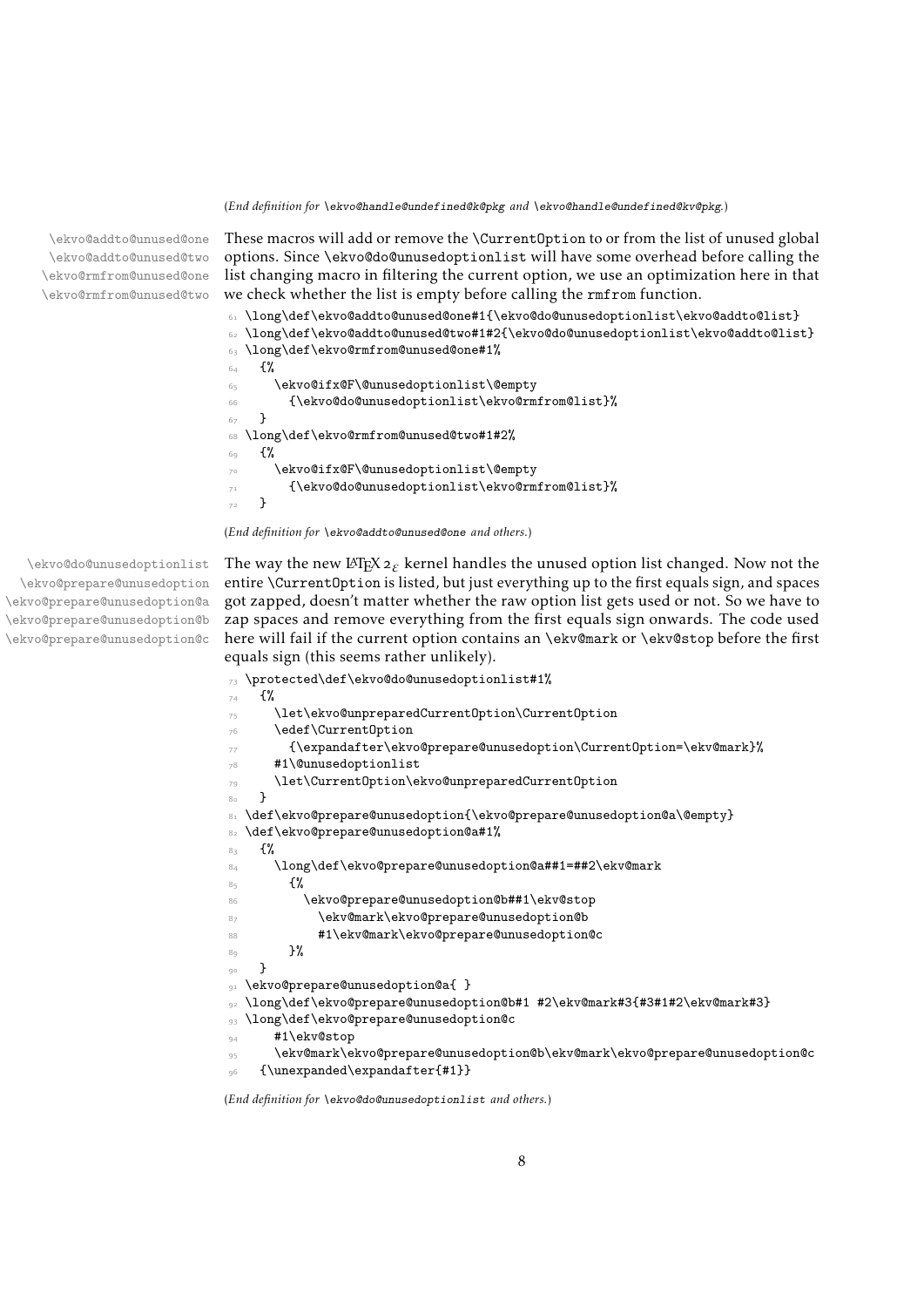(*End definition for `\ekvo@handle@undefined@k@pkg` and `\ekvo@handle@undefined@kv@pkg`.*)

`\ekvo@addto@unused@one`
`\ekvo@addto@unused@two`
`\ekvo@rmfrom@unused@one`
`\ekvo@rmfrom@unused@two`

These macros will add or remove the `\CurrentOption` to or from the list of unused global options. Since `\ekvo@do@unusedoptionlist` will have some overhead before calling the list changing macro in filtering the current option, we use an optimization here in that we check whether the list is empty before calling the `rmfrom` function.

```
61 \long\def\ekvo@addto@unused@one#1{\ekvo@do@unusedoptionlist\ekvo@addto@list}
62 \long\def\ekvo@addto@unused@two#1#2{\ekvo@do@unusedoptionlist\ekvo@addto@list}
63 \long\def\ekvo@rmfrom@unused@one#1%
64   {%
65     \ekvo@ifx@F\@unusedoptionlist\@empty
66       {\ekvo@do@unusedoptionlist\ekvo@rmfrom@list}%
67   }
68 \long\def\ekvo@rmfrom@unused@two#1#2%
69   {%
70     \ekvo@ifx@F\@unusedoptionlist\@empty
71       {\ekvo@do@unusedoptionlist\ekvo@rmfrom@list}%
72   }
```

(*End definition for `\ekvo@addto@unused@one` and others.*)

`\ekvo@do@unusedoptionlist`
`\ekvo@prepare@unusedoption`
`\ekvo@prepare@unusedoption@a`
`\ekvo@prepare@unusedoption@b`
`\ekvo@prepare@unusedoption@c`

The way the new LaTeX $2_\varepsilon$ kernel handles the unused option list changed. Now not the entire `\CurrentOption` is listed, but just everything up to the first equals sign, and spaces got zapped, doesn't matter whether the raw option list gets used or not. So we have to zap spaces and remove everything from the first equals sign onwards. The code used here will fail if the current option contains an `\ekv@mark` or `\ekv@stop` before the first equals sign (this seems rather unlikely).

```
73 \protected\def\ekvo@do@unusedoptionlist#1%
74   {%
75     \let\ekvo@unpreparedCurrentOption\CurrentOption
76     \edef\CurrentOption
77       {\expandafter\ekvo@prepare@unusedoption\CurrentOption=\ekv@mark}%
78     #1\@unusedoptionlist
79     \let\CurrentOption\ekvo@unpreparedCurrentOption
80   }
81 \def\ekvo@prepare@unusedoption{\ekvo@prepare@unusedoption@a\@empty}
82 \def\ekvo@prepare@unusedoption@a#1%
83   {%
84     \long\def\ekvo@prepare@unusedoption@a##1=##2\ekv@mark
85       {%
86         \ekvo@prepare@unusedoption@b##1\ekv@stop
87           \ekv@mark\ekvo@prepare@unusedoption@b
88           #1\ekv@mark\ekvo@prepare@unusedoption@c
89       }%
90   }
91 \ekvo@prepare@unusedoption@a{ }
92 \long\def\ekvo@prepare@unusedoption@b#1 #2\ekv@mark#3{#3#1#2\ekv@mark#3}
93 \long\def\ekvo@prepare@unusedoption@c
94     #1\ekv@stop
95     \ekv@mark\ekvo@prepare@unusedoption@b\ekv@mark\ekvo@prepare@unusedoption@c
96   {\unexpanded\expandafter{#1}}
```

(*End definition for `\ekvo@do@unusedoptionlist` and others.*)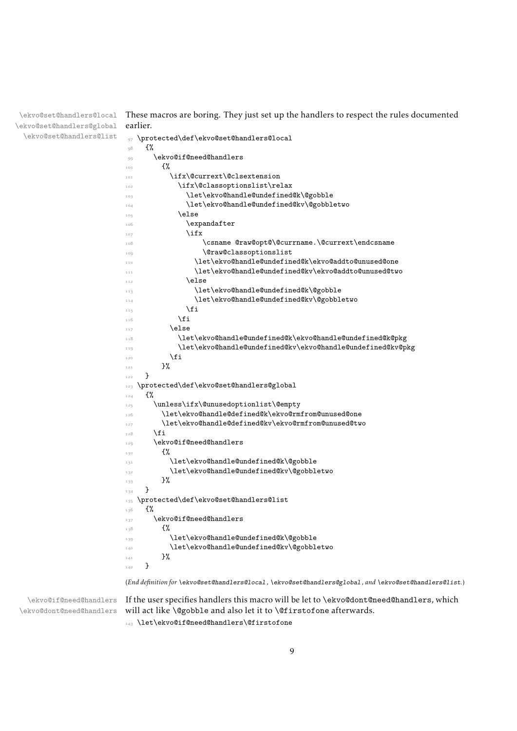`\ekvo@set@handlers@local` `\ekvo@set@handlers@global` `\ekvo@set@handlers@list`

These macros are boring. They just set up the handlers to respect the rules documented earlier.

```
97 \protected\def\ekvo@set@handlers@local
98   {%
99     \ekvo@if@need@handlers
100      {%
101        \ifx\@currext\@clsextension
102          \ifx\@classoptionslist\relax
103            \let\ekvo@handle@undefined@k\@gobble
104            \let\ekvo@handle@undefined@kv\@gobbletwo
105          \else
106            \expandafter
107            \ifx
108                \csname @raw@opt@\@currname.\@currext\endcsname
109                \@raw@classoptionslist
110              \let\ekvo@handle@undefined@k\ekvo@addto@unused@one
111              \let\ekvo@handle@undefined@kv\ekvo@addto@unused@two
112            \else
113              \let\ekvo@handle@undefined@k\@gobble
114              \let\ekvo@handle@undefined@kv\@gobbletwo
115            \fi
116          \fi
117        \else
118          \let\ekvo@handle@undefined@k\ekvo@handle@undefined@k@pkg
119          \let\ekvo@handle@undefined@kv\ekvo@handle@undefined@kv@pkg
120        \fi
121      }%
122  }
123 \protected\def\ekvo@set@handlers@global
124  {%
125    \unless\ifx\@unusedoptionlist\@empty
126      \let\ekvo@handle@defined@k\ekvo@rmfrom@unused@one
127      \let\ekvo@handle@defined@kv\ekvo@rmfrom@unused@two
128    \fi
129    \ekvo@if@need@handlers
130      {%
131        \let\ekvo@handle@undefined@k\@gobble
132        \let\ekvo@handle@undefined@kv\@gobbletwo
133      }%
134  }
135 \protected\def\ekvo@set@handlers@list
136  {%
137    \ekvo@if@need@handlers
138      {%
139        \let\ekvo@handle@undefined@k\@gobble
140        \let\ekvo@handle@undefined@kv\@gobbletwo
141      }%
142  }
```

(*End definition for `\ekvo@set@handlers@local`, `\ekvo@set@handlers@global`, and `\ekvo@set@handlers@list`.*)

`\ekvo@if@need@handlers` `\ekvo@dont@need@handlers`

If the user specifies handlers this macro will be let to `\ekvo@dont@need@handlers`, which will act like `\@gobble` and also let it to `\@firstofone` afterwards.

```
143 \let\ekvo@if@need@handlers\@firstofone
```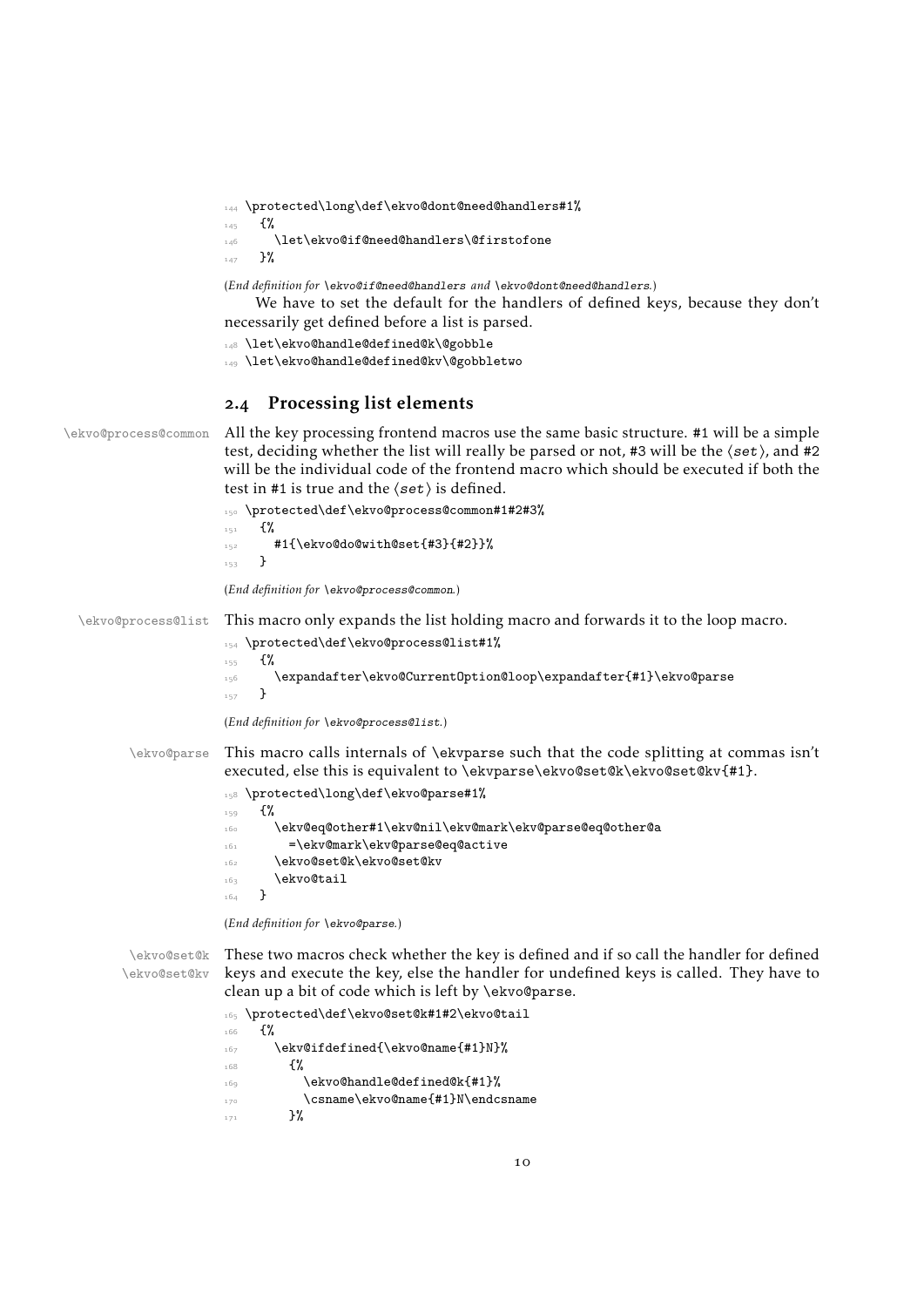```
144 \protected\long\def\ekvo@dont@need@handlers#1%
145   {%
146     \let\ekvo@if@need@handlers\@firstofone
147   }%
```

(*End definition for* `\ekvo@if@need@handlers` *and* `\ekvo@dont@need@handlers`.)

We have to set the default for the handlers of defined keys, because they don't necessarily get defined before a list is parsed.

```
148 \let\ekvo@handle@defined@k\@gobble
149 \let\ekvo@handle@defined@kv\@gobbletwo
```

## 2.4 Processing list elements

`\ekvo@process@common` All the key processing frontend macros use the same basic structure. #1 will be a simple test, deciding whether the list will really be parsed or not, #3 will be the ⟨*set*⟩, and #2 will be the individual code of the frontend macro which should be executed if both the test in #1 is true and the ⟨*set*⟩ is defined.

```
150 \protected\def\ekvo@process@common#1#2#3%
151   {%
152     #1{\ekvo@do@with@set{#3}{#2}}%
153   }
```

(*End definition for* `\ekvo@process@common`.)

`\ekvo@process@list` This macro only expands the list holding macro and forwards it to the loop macro.

```
154 \protected\def\ekvo@process@list#1%
155   {%
156     \expandafter\ekvo@CurrentOption@loop\expandafter{#1}\ekvo@parse
157   }
```

(*End definition for* `\ekvo@process@list`.)

`\ekvo@parse` This macro calls internals of `\ekvparse` such that the code splitting at commas isn't executed, else this is equivalent to `\ekvparse\ekvo@set@k\ekvo@set@kv{#1}`.

```
158 \protected\long\def\ekvo@parse#1%
159   {%
160     \ekv@eq@other#1\ekv@nil\ekv@mark\ekv@parse@eq@other@a
161       =\ekv@mark\ekv@parse@eq@active
162     \ekvo@set@k\ekvo@set@kv
163     \ekvo@tail
164   }
```

(*End definition for* `\ekvo@parse`.)

`\ekvo@set@k` `\ekvo@set@kv` These two macros check whether the key is defined and if so call the handler for defined keys and execute the key, else the handler for undefined keys is called. They have to clean up a bit of code which is left by `\ekvo@parse`.

```
165 \protected\def\ekvo@set@k#1#2\ekvo@tail
166   {%
167     \ekv@ifdefined{\ekvo@name{#1}N}%
168       {%
169         \ekvo@handle@defined@k{#1}%
170         \csname\ekvo@name{#1}N\endcsname
171       }%
```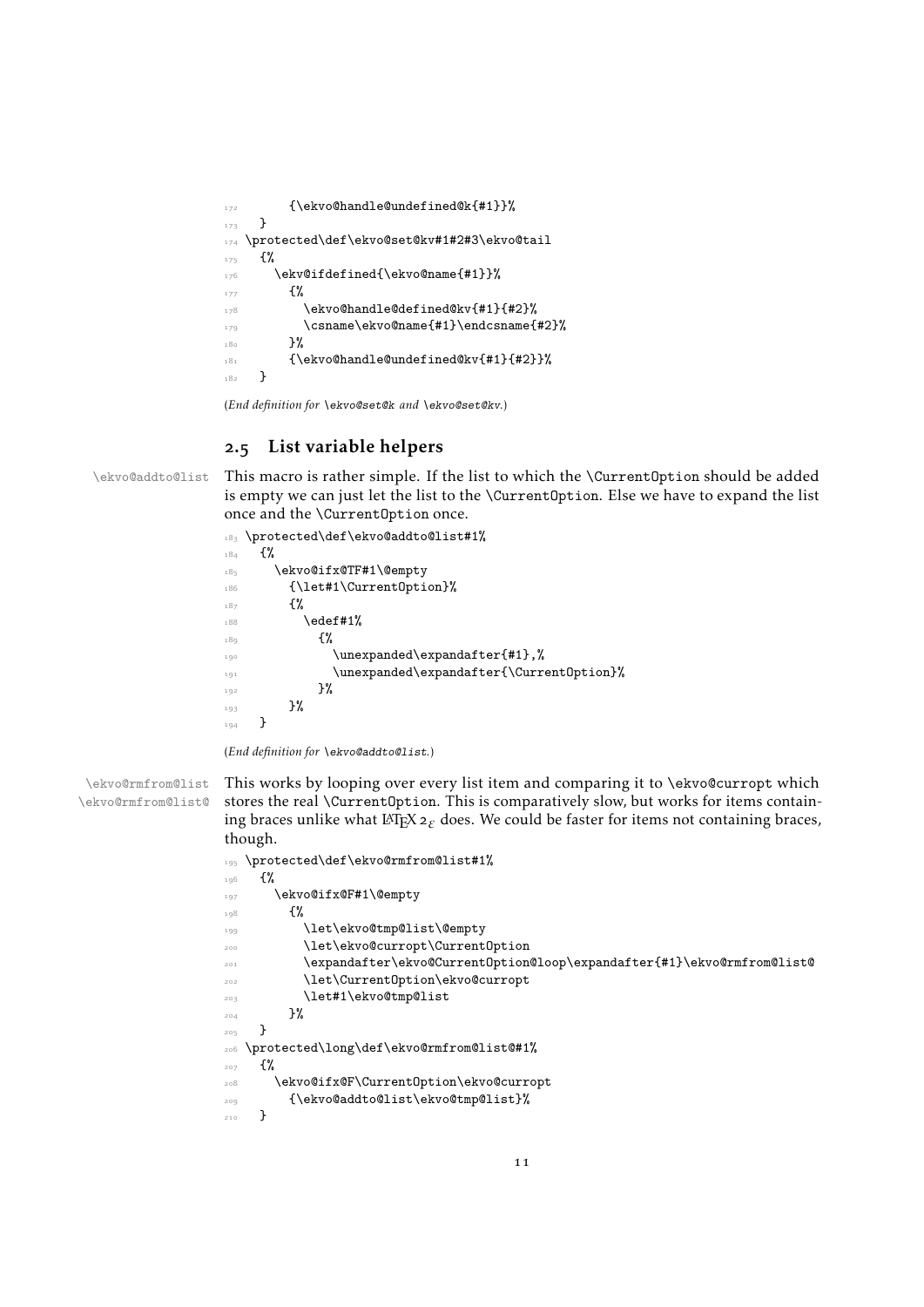```
172         {\ekvo@handle@undefined@k{#1}}%
173   }
174 \protected\def\ekvo@set@kv#1#2#3\ekvo@tail
175   {%
176     \ekv@ifdefined{\ekvo@name{#1}}%
177       {%
178         \ekvo@handle@defined@kv{#1}{#2}%
179         \csname\ekvo@name{#1}\endcsname{#2}%
180       }%
181       {\ekvo@handle@undefined@kv{#1}{#2}}%
182   }
```

(*End definition for* `\ekvo@set@k` *and* `\ekvo@set@kv`.)

## 2.5 List variable helpers

`\ekvo@addto@list` This macro is rather simple. If the list to which the `\CurrentOption` should be added is empty we can just let the list to the `\CurrentOption`. Else we have to expand the list once and the `\CurrentOption` once.

```
183 \protected\def\ekvo@addto@list#1%
184   {%
185     \ekvo@ifx@TF#1\@empty
186       {\let#1\CurrentOption}%
187       {%
188         \edef#1%
189           {%
190             \unexpanded\expandafter{#1},%
191             \unexpanded\expandafter{\CurrentOption}%
192           }%
193       }%
194   }
```

(*End definition for* `\ekvo@addto@list`.)

`\ekvo@rmfrom@list` `\ekvo@rmfrom@list@` This works by looping over every list item and comparing it to `\ekvo@curropt` which stores the real `\CurrentOption`. This is comparatively slow, but works for items containing braces unlike what LaTeX $2_\varepsilon$ does. We could be faster for items not containing braces, though.

```
195 \protected\def\ekvo@rmfrom@list#1%
196   {%
197     \ekvo@ifx@F#1\@empty
198       {%
199         \let\ekvo@tmp@list\@empty
200         \let\ekvo@curropt\CurrentOption
201         \expandafter\ekvo@CurrentOption@loop\expandafter{#1}\ekvo@rmfrom@list@
202         \let\CurrentOption\ekvo@curropt
203         \let#1\ekvo@tmp@list
204       }%
205   }
206 \protected\long\def\ekvo@rmfrom@list@#1%
207   {%
208     \ekvo@ifx@F\CurrentOption\ekvo@curropt
209       {\ekvo@addto@list\ekvo@tmp@list}%
210   }
```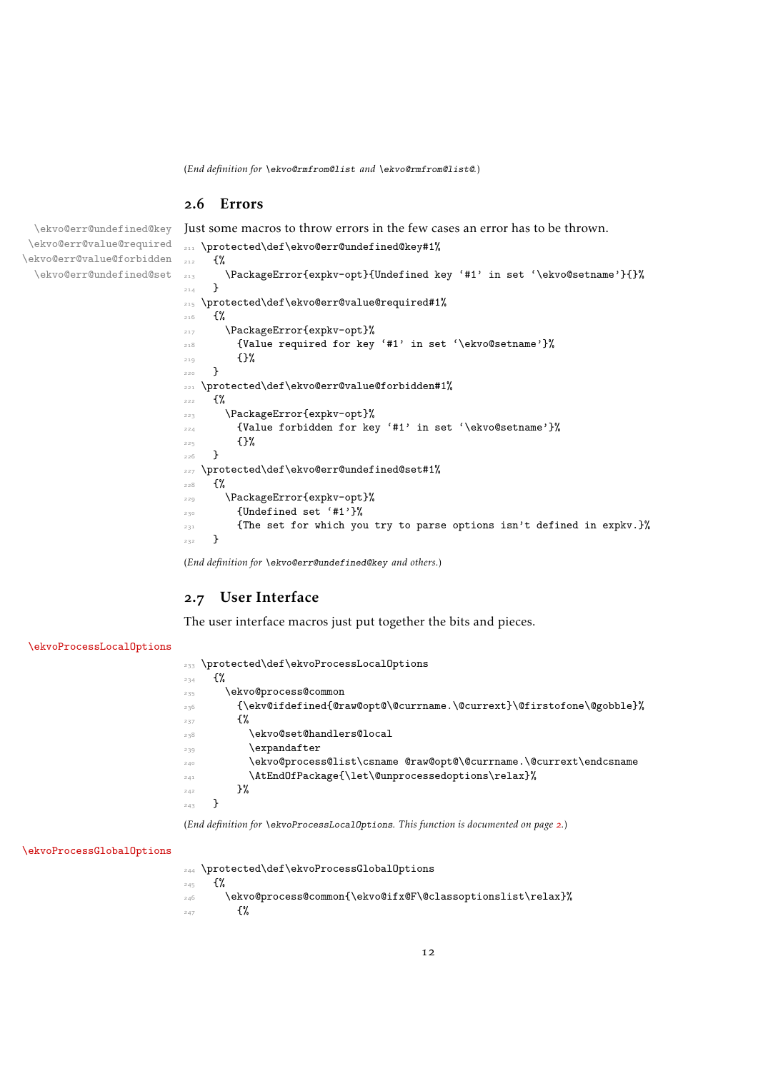(*End definition for* `\ekvo@rmfrom@list` *and* `\ekvo@rmfrom@list@`.)

## 2.6 Errors

`\ekvo@err@undefined@key` `\ekvo@err@value@required` `\ekvo@err@value@forbidden` `\ekvo@err@undefined@set`

Just some macros to throw errors in the few cases an error has to be thrown.

```
211 \protected\def\ekvo@err@undefined@key#1%
212   {%
213     \PackageError{expkv-opt}{Undefined key `#1' in set `\ekvo@setname'}{}%
214   }
215 \protected\def\ekvo@err@value@required#1%
216   {%
217     \PackageError{expkv-opt}%
218       {Value required for key `#1' in set `\ekvo@setname'}%
219       {}%
220   }
221 \protected\def\ekvo@err@value@forbidden#1%
222   {%
223     \PackageError{expkv-opt}%
224       {Value forbidden for key `#1' in set `\ekvo@setname'}%
225       {}%
226   }
227 \protected\def\ekvo@err@undefined@set#1%
228   {%
229     \PackageError{expkv-opt}%
230       {Undefined set `#1'}%
231       {The set for which you try to parse options isn't defined in expkv.}%
232   }
```

(*End definition for* `\ekvo@err@undefined@key` *and others.*)

## 2.7 User Interface

The user interface macros just put together the bits and pieces.

`\ekvoProcessLocalOptions`

```
233 \protected\def\ekvoProcessLocalOptions
234   {%
235     \ekvo@process@common
236       {\ekv@ifdefined{@raw@opt@\@currname.\@currext}\@firstofone\@gobble}%
237       {%
238         \ekvo@set@handlers@local
239         \expandafter
240         \ekvo@process@list\csname @raw@opt@\@currname.\@currext\endcsname
241         \AtEndOfPackage{\let\@unprocessedoptions\relax}%
242       }%
243   }
```

(*End definition for* `\ekvoProcessLocalOptions`. *This function is documented on page 2.*)

`\ekvoProcessGlobalOptions`

```
244 \protected\def\ekvoProcessGlobalOptions
245   {%
246     \ekvo@process@common{\ekvo@ifx@F\@classoptionslist\relax}%
247       {%
```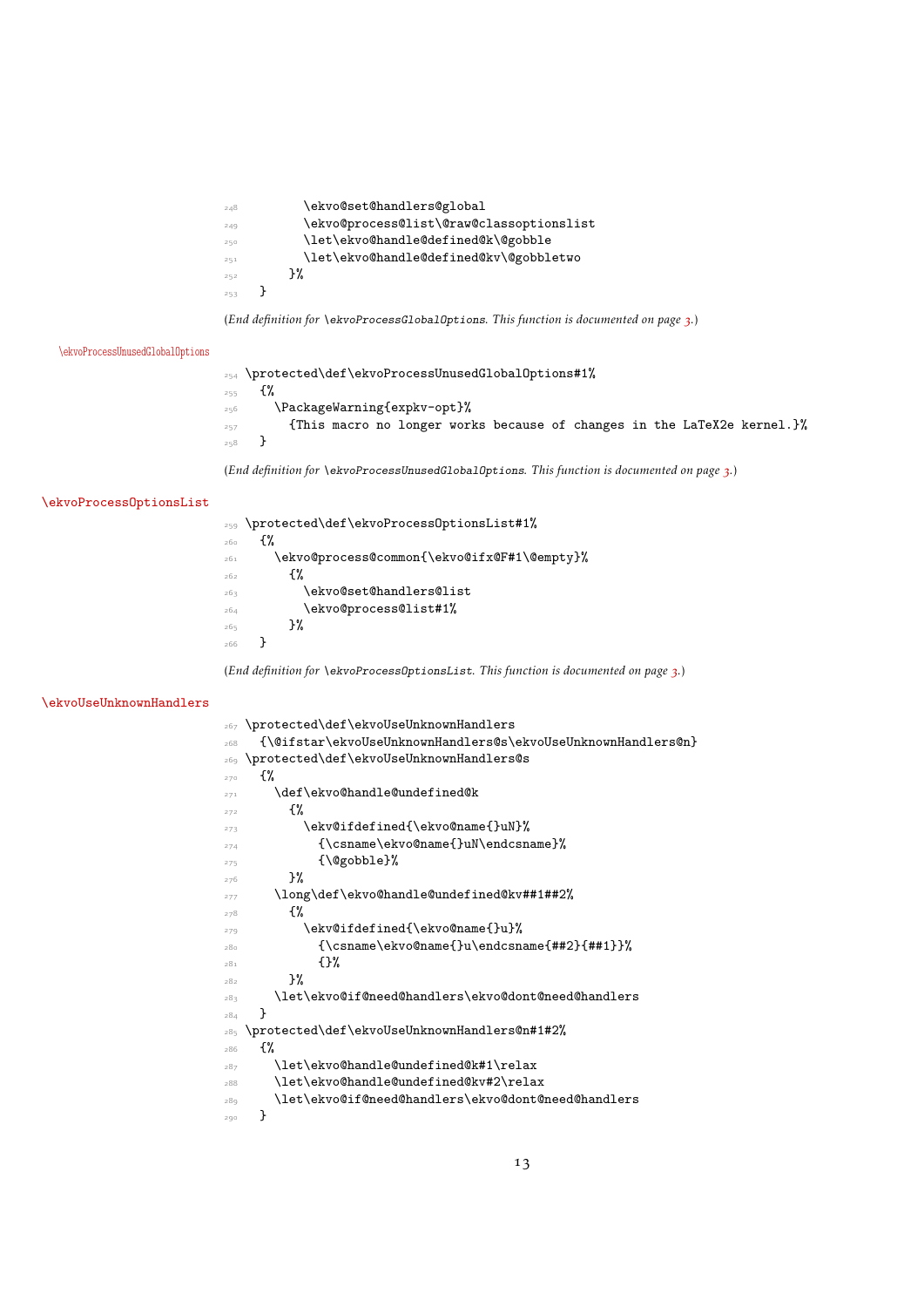```
248         \ekvo@set@handlers@global
249         \ekvo@process@list\@raw@classoptionslist
250         \let\ekvo@handle@defined@k\@gobble
251         \let\ekvo@handle@defined@kv\@gobbletwo
252       }%
253   }
```

(*End definition for* `\ekvoProcessGlobalOptions`. *This function is documented on page 3.*)

`\ekvoProcessUnusedGlobalOptions`

```
254 \protected\def\ekvoProcessUnusedGlobalOptions#1%
255   {%
256     \PackageWarning{expkv-opt}%
257       {This macro no longer works because of changes in the LaTeX2e kernel.}%
258   }
```

(*End definition for* `\ekvoProcessUnusedGlobalOptions`. *This function is documented on page 3.*)

`\ekvoProcessOptionsList`

```
259 \protected\def\ekvoProcessOptionsList#1%
260   {%
261     \ekvo@process@common{\ekvo@ifx@F#1\@empty}%
262       {%
263         \ekvo@set@handlers@list
264         \ekvo@process@list#1%
265       }%
266   }
```

(*End definition for* `\ekvoProcessOptionsList`. *This function is documented on page 3.*)

`\ekvoUseUnknownHandlers`

```
267 \protected\def\ekvoUseUnknownHandlers
268   {\@ifstar\ekvoUseUnknownHandlers@s\ekvoUseUnknownHandlers@n}
269 \protected\def\ekvoUseUnknownHandlers@s
270   {%
271     \def\ekvo@handle@undefined@k
272       {%
273         \ekv@ifdefined{\ekvo@name{}uN}%
274           {\csname\ekvo@name{}uN\endcsname}%
275           {\@gobble}%
276       }%
277     \long\def\ekvo@handle@undefined@kv##1##2%
278       {%
279         \ekv@ifdefined{\ekvo@name{}u}%
280           {\csname\ekvo@name{}u\endcsname{##2}{##1}}%
281           {}%
282       }%
283     \let\ekvo@if@need@handlers\ekvo@dont@need@handlers
284   }
285 \protected\def\ekvoUseUnknownHandlers@n#1#2%
286   {%
287     \let\ekvo@handle@undefined@k#1\relax
288     \let\ekvo@handle@undefined@kv#2\relax
289     \let\ekvo@if@need@handlers\ekvo@dont@need@handlers
290   }
```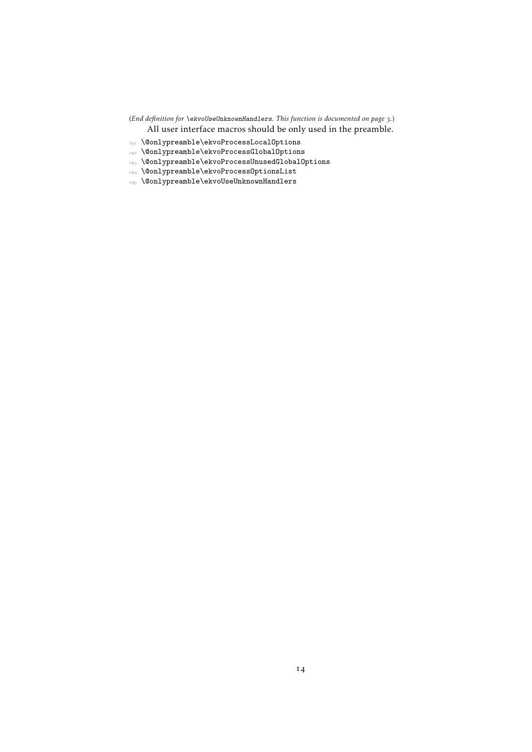(*End definition for* `\ekvoUseUnknownHandlers`. *This function is documented on page 3.*)

All user interface macros should be only used in the preamble.

```
291 \@onlypreamble\ekvoProcessLocalOptions
292 \@onlypreamble\ekvoProcessGlobalOptions
293 \@onlypreamble\ekvoProcessUnusedGlobalOptions
294 \@onlypreamble\ekvoProcessOptionsList
295 \@onlypreamble\ekvoUseUnknownHandlers
```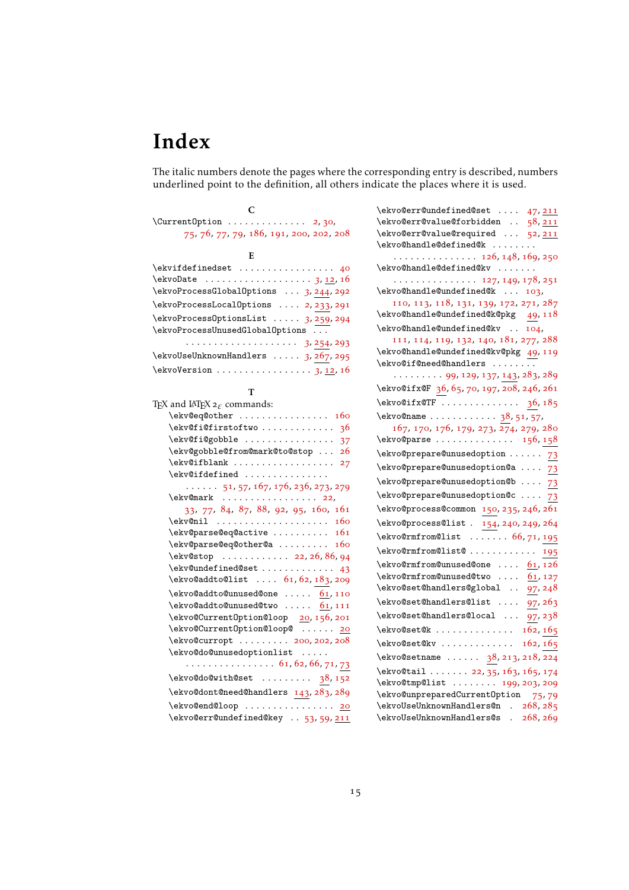# Index

The italic numbers denote the pages where the corresponding entry is described, numbers underlined point to the definition, all others indicate the places where it is used.

**C**

\CurrentOption . . . . . . . . . . . . . . 2, 30, 75, 76, 77, 79, 186, 191, 200, 202, 208

**E**

\ekvifdefinedset . . . . . . . . . . . . . . . . . 40
\ekvoDate . . . . . . . . . . . . . . . . . . . 3, 12, 16
\ekvoProcessGlobalOptions . . . 3, 244, 292
\ekvoProcessLocalOptions . . . . 2, 233, 291
\ekvoProcessOptionsList . . . . . 3, 259, 294
\ekvoProcessUnusedGlobalOptions . . . . . . . . . . . . . . . . . . . . . . . . 3, 254, 293
\ekvoUseUnknownHandlers . . . . . 3, 267, 295
\ekvoVersion . . . . . . . . . . . . . . . . . 3, 12, 16

**T**

TeX and LaTeX $2_\varepsilon$ commands:

\ekv@eq@other . . . . . . . . . . . . . . . . 160
\ekv@fi@firstoftwo . . . . . . . . . . . . . 36
\ekv@fi@gobble . . . . . . . . . . . . . . . . 37
\ekv@gobble@from@mark@to@stop . . . 26
\ekv@ifblank . . . . . . . . . . . . . . . . . . 27
\ekv@ifdefined . . . . . . . . . . . . . . . . . . . . . 51, 57, 167, 176, 236, 273, 279
\ekv@mark . . . . . . . . . . . . . . . . . 22, 33, 77, 84, 87, 88, 92, 95, 160, 161
\ekv@nil . . . . . . . . . . . . . . . . . . . . 160
\ekv@parse@eq@active . . . . . . . . . . 161
\ekv@parse@eq@other@a . . . . . . . . . 160
\ekv@stop . . . . . . . . . . . . 22, 26, 86, 94
\ekv@undefined@set . . . . . . . . . . . . . 43
\ekvo@addto@list . . . . 61, 62, 183, 209
\ekvo@addto@unused@one . . . . . 61, 110
\ekvo@addto@unused@two . . . . . 61, 111
\ekvo@CurrentOption@loop 20, 156, 201
\ekvo@CurrentOption@loop@ . . . . . . 20
\ekvo@curropt . . . . . . . . . 200, 202, 208
\ekvo@do@unusedoptionlist . . . . . . . . . . . . . . . . . . . . . 61, 62, 66, 71, 73
\ekvo@do@with@set . . . . . . . . . 38, 152
\ekvo@dont@need@handlers 143, 283, 289
\ekvo@end@loop . . . . . . . . . . . . . . . . 20
\ekvo@err@undefined@key . . 53, 59, 211
\ekvo@err@undefined@set . . . . 47, 211
\ekvo@err@value@forbidden . . 58, 211
\ekvo@err@value@required . . . 52, 211
\ekvo@handle@defined@k . . . . . . . . . . . . . . . . . . . . . . . 126, 148, 169, 250
\ekvo@handle@defined@kv . . . . . . . . . . . . . . . . . . . . . . 127, 149, 178, 251
\ekvo@handle@undefined@k . . . 103, 110, 113, 118, 131, 139, 172, 271, 287
\ekvo@handle@undefined@k@pkg 49, 118
\ekvo@handle@undefined@kv . . 104, 111, 114, 119, 132, 140, 181, 277, 288
\ekvo@handle@undefined@kv@pkg 49, 119
\ekvo@if@need@handlers . . . . . . . . . . . . . . . . 99, 129, 137, 143, 283, 289
\ekvo@ifx@F 36, 65, 70, 197, 208, 246, 261
\ekvo@ifx@TF . . . . . . . . . . . . . . 36, 185
\ekvo@name . . . . . . . . . . . . 38, 51, 57, 167, 170, 176, 179, 273, 274, 279, 280
\ekvo@parse . . . . . . . . . . . . . . 156, 158
\ekvo@prepare@unusedoption . . . . . . 73
\ekvo@prepare@unusedoption@a . . . . 73
\ekvo@prepare@unusedoption@b . . . . 73
\ekvo@prepare@unusedoption@c . . . . 73
\ekvo@process@common 150, 235, 246, 261
\ekvo@process@list . 154, 240, 249, 264
\ekvo@rmfrom@list . . . . . . . 66, 71, 195
\ekvo@rmfrom@list@ . . . . . . . . . . . 195
\ekvo@rmfrom@unused@one . . . . 61, 126
\ekvo@rmfrom@unused@two . . . . 61, 127
\ekvo@set@handlers@global . . 97, 248
\ekvo@set@handlers@list . . . . 97, 263
\ekvo@set@handlers@local . . . 97, 238
\ekvo@set@k . . . . . . . . . . . . . . 162, 165
\ekvo@set@kv . . . . . . . . . . . . . 162, 165
\ekvo@setname . . . . . . 38, 213, 218, 224
\ekvo@tail . . . . . . . 22, 35, 163, 165, 174
\ekvo@tmp@list . . . . . . . . 199, 203, 209
\ekvo@unpreparedCurrentOption 75, 79
\ekvoUseUnknownHandlers@n . 268, 285
\ekvoUseUnknownHandlers@s . 268, 269